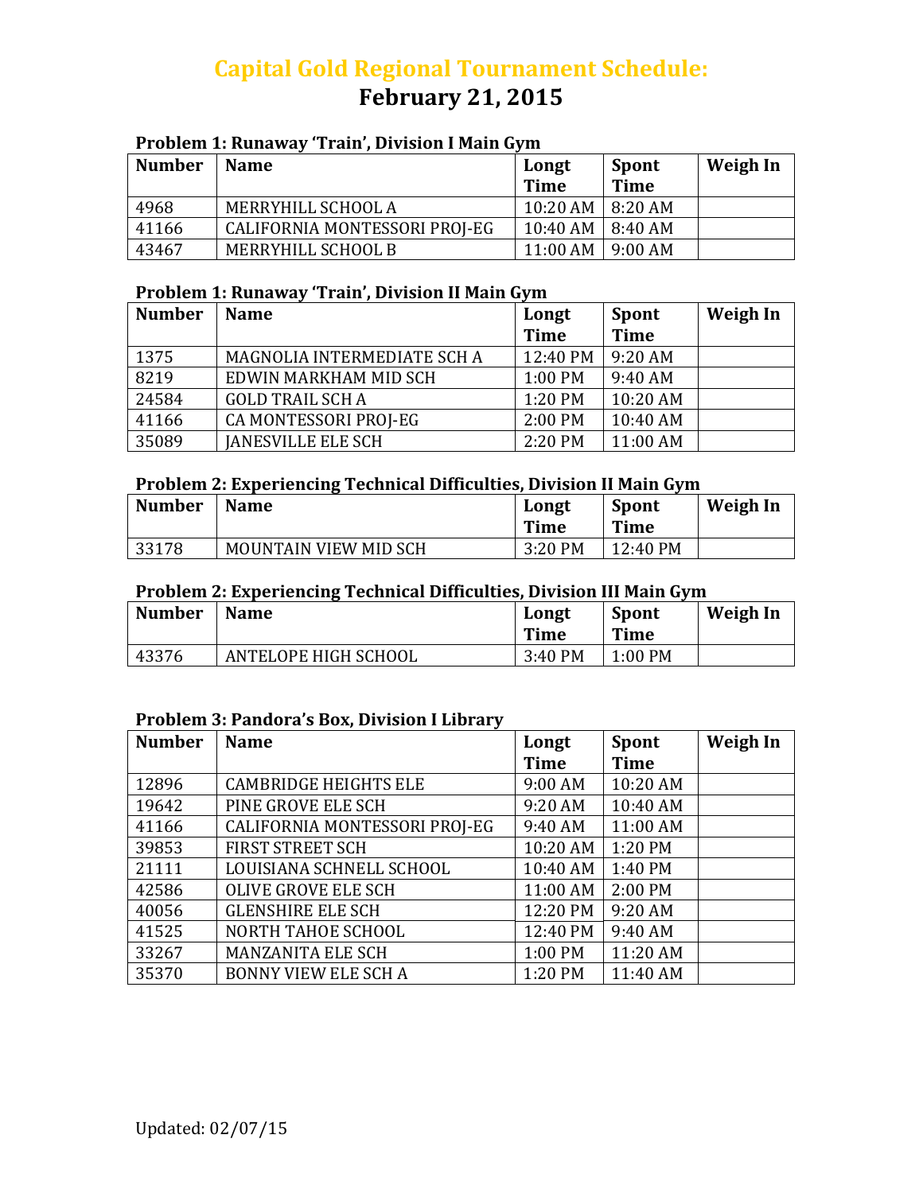# Capital Gold Regional Tournament Schedule:
# February 21, 2015

### Problem 1: Runaway 'Train', Division I Main Gym

| Number | Name | Longt Time | Spont Time | Weigh In |
|---|---|---|---|---|
| 4968 | MERRYHILL SCHOOL A | 10:20 AM | 8:20 AM | |
| 41166 | CALIFORNIA MONTESSORI PROJ-EG | 10:40 AM | 8:40 AM | |
| 43467 | MERRYHILL SCHOOL B | 11:00 AM | 9:00 AM | |

### Problem 1: Runaway 'Train', Division II Main Gym

| Number | Name | Longt Time | Spont Time | Weigh In |
|---|---|---|---|---|
| 1375 | MAGNOLIA INTERMEDIATE SCH A | 12:40 PM | 9:20 AM | |
| 8219 | EDWIN MARKHAM MID SCH | 1:00 PM | 9:40 AM | |
| 24584 | GOLD TRAIL SCH A | 1:20 PM | 10:20 AM | |
| 41166 | CA MONTESSORI PROJ-EG | 2:00 PM | 10:40 AM | |
| 35089 | JANESVILLE ELE SCH | 2:20 PM | 11:00 AM | |

### Problem 2: Experiencing Technical Difficulties, Division II Main Gym

| Number | Name | Longt Time | Spont Time | Weigh In |
|---|---|---|---|---|
| 33178 | MOUNTAIN VIEW MID SCH | 3:20 PM | 12:40 PM | |

### Problem 2: Experiencing Technical Difficulties, Division III Main Gym

| Number | Name | Longt Time | Spont Time | Weigh In |
|---|---|---|---|---|
| 43376 | ANTELOPE HIGH SCHOOL | 3:40 PM | 1:00 PM | |

### Problem 3: Pandora's Box, Division I Library

| Number | Name | Longt Time | Spont Time | Weigh In |
|---|---|---|---|---|
| 12896 | CAMBRIDGE HEIGHTS ELE | 9:00 AM | 10:20 AM | |
| 19642 | PINE GROVE ELE SCH | 9:20 AM | 10:40 AM | |
| 41166 | CALIFORNIA MONTESSORI PROJ-EG | 9:40 AM | 11:00 AM | |
| 39853 | FIRST STREET SCH | 10:20 AM | 1:20 PM | |
| 21111 | LOUISIANA SCHNELL SCHOOL | 10:40 AM | 1:40 PM | |
| 42586 | OLIVE GROVE ELE SCH | 11:00 AM | 2:00 PM | |
| 40056 | GLENSHIRE ELE SCH | 12:20 PM | 9:20 AM | |
| 41525 | NORTH TAHOE SCHOOL | 12:40 PM | 9:40 AM | |
| 33267 | MANZANITA ELE SCH | 1:00 PM | 11:20 AM | |
| 35370 | BONNY VIEW ELE SCH A | 1:20 PM | 11:40 AM | |

Updated: 02/07/15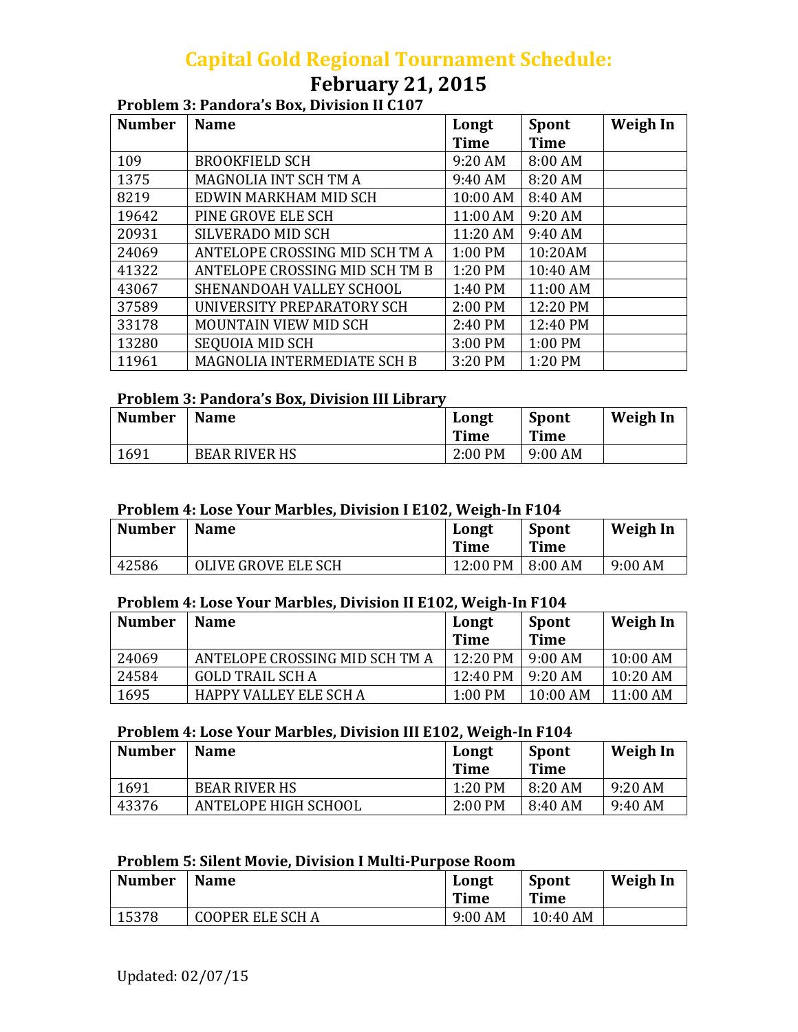# Capital Gold Regional Tournament Schedule:

## February 21, 2015

**Problem 3: Pandora's Box, Division II C107**

| Number | Name | Longt Time | Spont Time | Weigh In |
|---|---|---|---|---|
| 109 | BROOKFIELD SCH | 9:20 AM | 8:00 AM | |
| 1375 | MAGNOLIA INT SCH TM A | 9:40 AM | 8:20 AM | |
| 8219 | EDWIN MARKHAM MID SCH | 10:00 AM | 8:40 AM | |
| 19642 | PINE GROVE ELE SCH | 11:00 AM | 9:20 AM | |
| 20931 | SILVERADO MID SCH | 11:20 AM | 9:40 AM | |
| 24069 | ANTELOPE CROSSING MID SCH TM A | 1:00 PM | 10:20AM | |
| 41322 | ANTELOPE CROSSING MID SCH TM B | 1:20 PM | 10:40 AM | |
| 43067 | SHENANDOAH VALLEY SCHOOL | 1:40 PM | 11:00 AM | |
| 37589 | UNIVERSITY PREPARATORY SCH | 2:00 PM | 12:20 PM | |
| 33178 | MOUNTAIN VIEW MID SCH | 2:40 PM | 12:40 PM | |
| 13280 | SEQUOIA MID SCH | 3:00 PM | 1:00 PM | |
| 11961 | MAGNOLIA INTERMEDIATE SCH B | 3:20 PM | 1:20 PM | |

**Problem 3: Pandora's Box, Division III Library**

| Number | Name | Longt Time | Spont Time | Weigh In |
|---|---|---|---|---|
| 1691 | BEAR RIVER HS | 2:00 PM | 9:00 AM | |

**Problem 4: Lose Your Marbles, Division I E102, Weigh-In F104**

| Number | Name | Longt Time | Spont Time | Weigh In |
|---|---|---|---|---|
| 42586 | OLIVE GROVE ELE SCH | 12:00 PM | 8:00 AM | 9:00 AM |

**Problem 4: Lose Your Marbles, Division II E102, Weigh-In F104**

| Number | Name | Longt Time | Spont Time | Weigh In |
|---|---|---|---|---|
| 24069 | ANTELOPE CROSSING MID SCH TM A | 12:20 PM | 9:00 AM | 10:00 AM |
| 24584 | GOLD TRAIL SCH A | 12:40 PM | 9:20 AM | 10:20 AM |
| 1695 | HAPPY VALLEY ELE SCH A | 1:00 PM | 10:00 AM | 11:00 AM |

**Problem 4: Lose Your Marbles, Division III E102, Weigh-In F104**

| Number | Name | Longt Time | Spont Time | Weigh In |
|---|---|---|---|---|
| 1691 | BEAR RIVER HS | 1:20 PM | 8:20 AM | 9:20 AM |
| 43376 | ANTELOPE HIGH SCHOOL | 2:00 PM | 8:40 AM | 9:40 AM |

**Problem 5: Silent Movie, Division I Multi-Purpose Room**

| Number | Name | Longt Time | Spont Time | Weigh In |
|---|---|---|---|---|
| 15378 | COOPER ELE SCH A | 9:00 AM | 10:40 AM | |

Updated: 02/07/15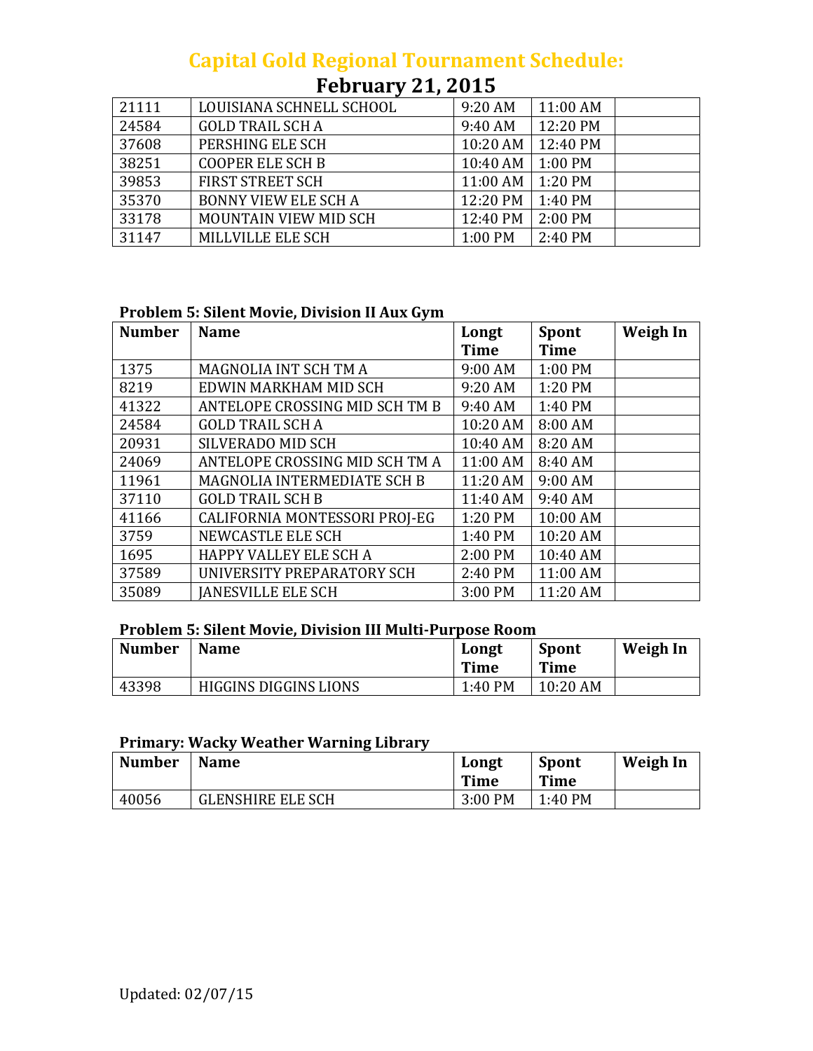# Capital Gold Regional Tournament Schedule:

## February 21, 2015

| | | | | |
|---|---|---|---|---|
| 21111 | LOUISIANA SCHNELL SCHOOL | 9:20 AM | 11:00 AM | |
| 24584 | GOLD TRAIL SCH A | 9:40 AM | 12:20 PM | |
| 37608 | PERSHING ELE SCH | 10:20 AM | 12:40 PM | |
| 38251 | COOPER ELE SCH B | 10:40 AM | 1:00 PM | |
| 39853 | FIRST STREET SCH | 11:00 AM | 1:20 PM | |
| 35370 | BONNY VIEW ELE SCH A | 12:20 PM | 1:40 PM | |
| 33178 | MOUNTAIN VIEW MID SCH | 12:40 PM | 2:00 PM | |
| 31147 | MILLVILLE ELE SCH | 1:00 PM | 2:40 PM | |

**Problem 5: Silent Movie, Division II Aux Gym**

| Number | Name | Longt Time | Spont Time | Weigh In |
|---|---|---|---|---|
| 1375 | MAGNOLIA INT SCH TM A | 9:00 AM | 1:00 PM | |
| 8219 | EDWIN MARKHAM MID SCH | 9:20 AM | 1:20 PM | |
| 41322 | ANTELOPE CROSSING MID SCH TM B | 9:40 AM | 1:40 PM | |
| 24584 | GOLD TRAIL SCH A | 10:20 AM | 8:00 AM | |
| 20931 | SILVERADO MID SCH | 10:40 AM | 8:20 AM | |
| 24069 | ANTELOPE CROSSING MID SCH TM A | 11:00 AM | 8:40 AM | |
| 11961 | MAGNOLIA INTERMEDIATE SCH B | 11:20 AM | 9:00 AM | |
| 37110 | GOLD TRAIL SCH B | 11:40 AM | 9:40 AM | |
| 41166 | CALIFORNIA MONTESSORI PROJ-EG | 1:20 PM | 10:00 AM | |
| 3759 | NEWCASTLE ELE SCH | 1:40 PM | 10:20 AM | |
| 1695 | HAPPY VALLEY ELE SCH A | 2:00 PM | 10:40 AM | |
| 37589 | UNIVERSITY PREPARATORY SCH | 2:40 PM | 11:00 AM | |
| 35089 | JANESVILLE ELE SCH | 3:00 PM | 11:20 AM | |

**Problem 5: Silent Movie, Division III Multi-Purpose Room**

| Number | Name | Longt Time | Spont Time | Weigh In |
|---|---|---|---|---|
| 43398 | HIGGINS DIGGINS LIONS | 1:40 PM | 10:20 AM | |

**Primary: Wacky Weather Warning Library**

| Number | Name | Longt Time | Spont Time | Weigh In |
|---|---|---|---|---|
| 40056 | GLENSHIRE ELE SCH | 3:00 PM | 1:40 PM | |

Updated: 02/07/15